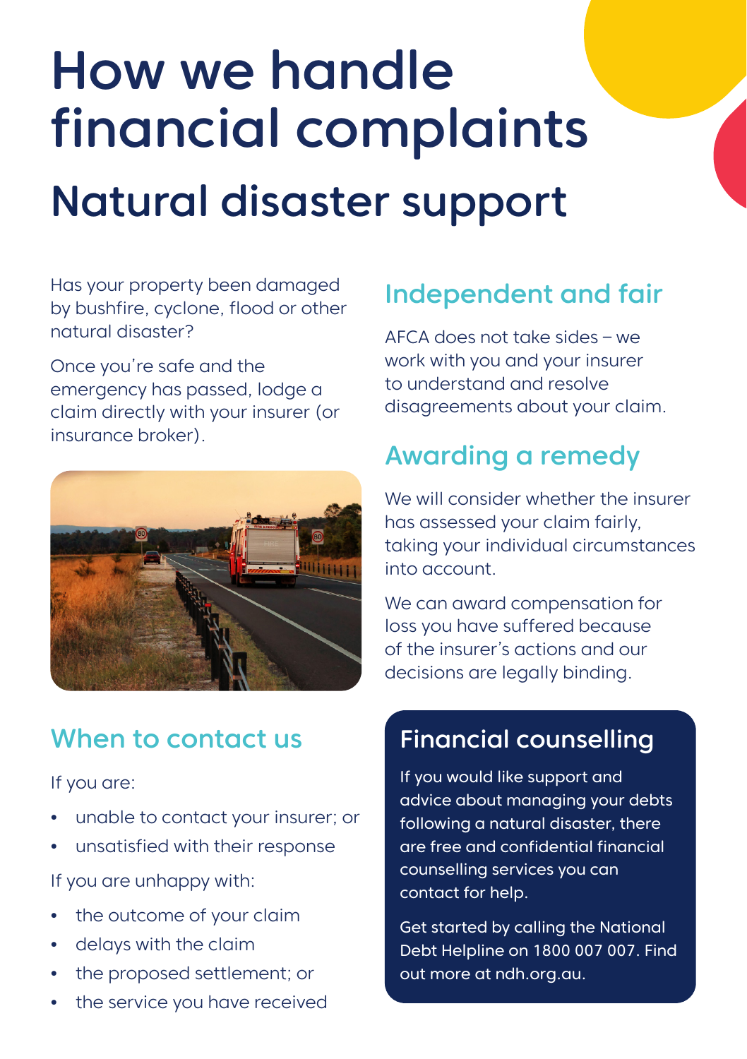# How we handle financial complaints

## Natural disaster support

Has your property been damaged by bushfire, cyclone, flood or other natural disaster?

Once you're safe and the emergency has passed, lodge a claim directly with your insurer (or insurance broker).

### When to contact us

If you are:

- unable to contact your insurer; or
- unsatisfied with their response

If you are unhappy with:

- the outcome of your claim
- delays with the claim
- the proposed settlement; or
- the service you have received

### Independent and fair

AFCA does not take sides – we work with you and your insurer to understand and resolve disagreements about your claim.

### Awarding a remedy

We will consider whether the insurer has assessed your claim fairly, taking your individual circumstances into account.

We can award compensation for loss you have suffered because of the insurer's actions and our decisions are legally binding.

### Financial counselling

If you would like support and advice about managing your debts following a natural disaster, there are free and confidential financial counselling services you can contact for help.

Get started by calling the National Debt Helpline on 1800 007 007. Find out more at ndh.org.au.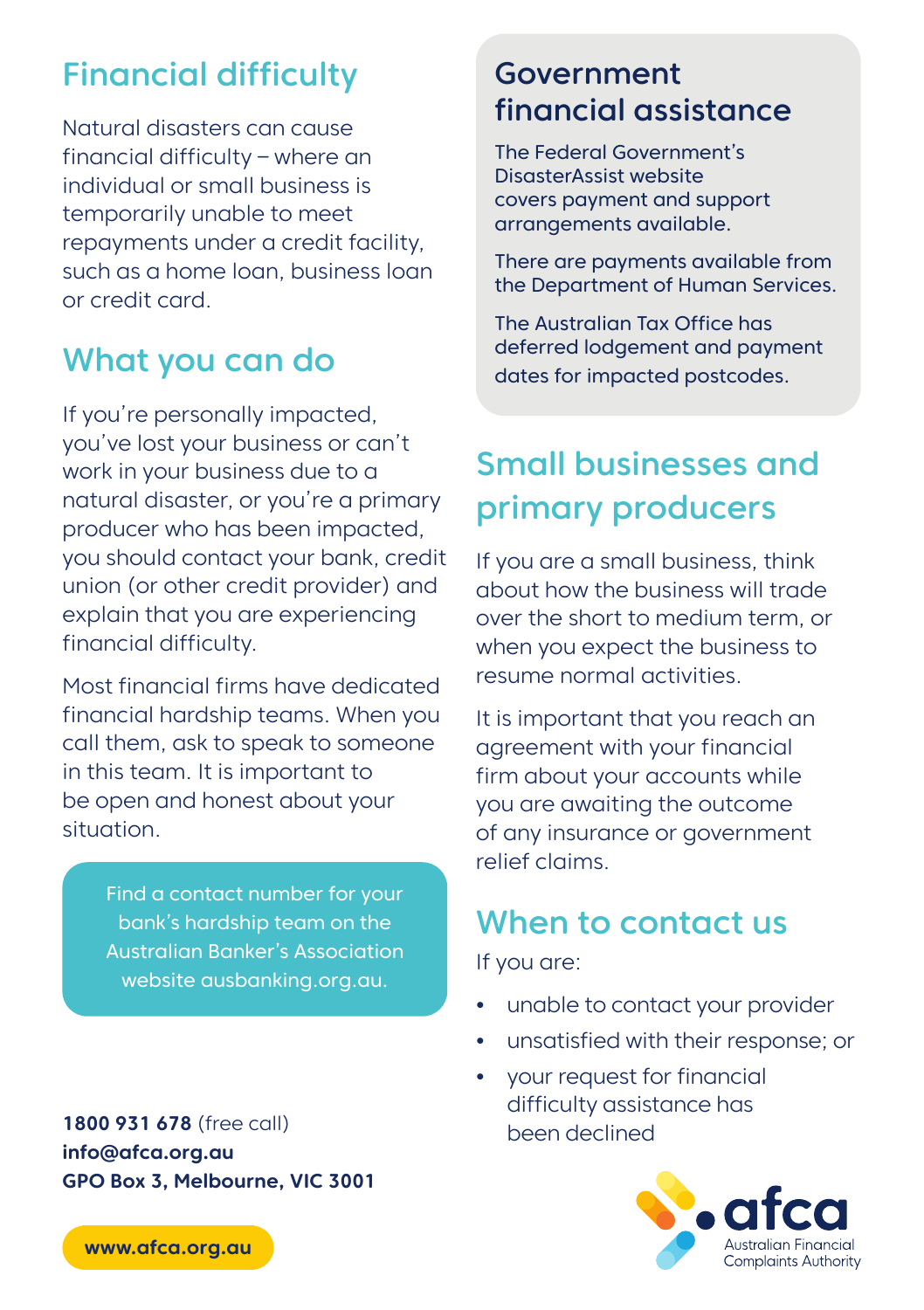## Financial difficulty

Natural disasters can cause financial difficulty – where an individual or small business is temporarily unable to meet repayments under a credit facility, such as a home loan, business loan or credit card.

## What you can do

If you're personally impacted, you've lost your business or can't work in your business due to a natural disaster, or you're a primary producer who has been impacted, you should contact your bank, credit union (or other credit provider) and explain that you are experiencing financial difficulty.

Most financial firms have dedicated financial hardship teams. When you call them, ask to speak to someone in this team. It is important to be open and honest about your situation.

Find a contact number for your bank's hardship team on the Australian Banker's Association website ausbanking.org.au.

**1800 931 678** (free call)
**info@afca.org.au**
**GPO Box 3, Melbourne, VIC 3001**

**www.afca.org.au**

## Government financial assistance

The Federal Government's DisasterAssist website covers payment and support arrangements available.

There are payments available from the Department of Human Services.

The Australian Tax Office has deferred lodgement and payment dates for impacted postcodes.

## Small businesses and primary producers

If you are a small business, think about how the business will trade over the short to medium term, or when you expect the business to resume normal activities.

It is important that you reach an agreement with your financial firm about your accounts while you are awaiting the outcome of any insurance or government relief claims.

## When to contact us

If you are:

- unable to contact your provider
- unsatisfied with their response; or
- your request for financial difficulty assistance has been declined

afca
Australian Financial Complaints Authority